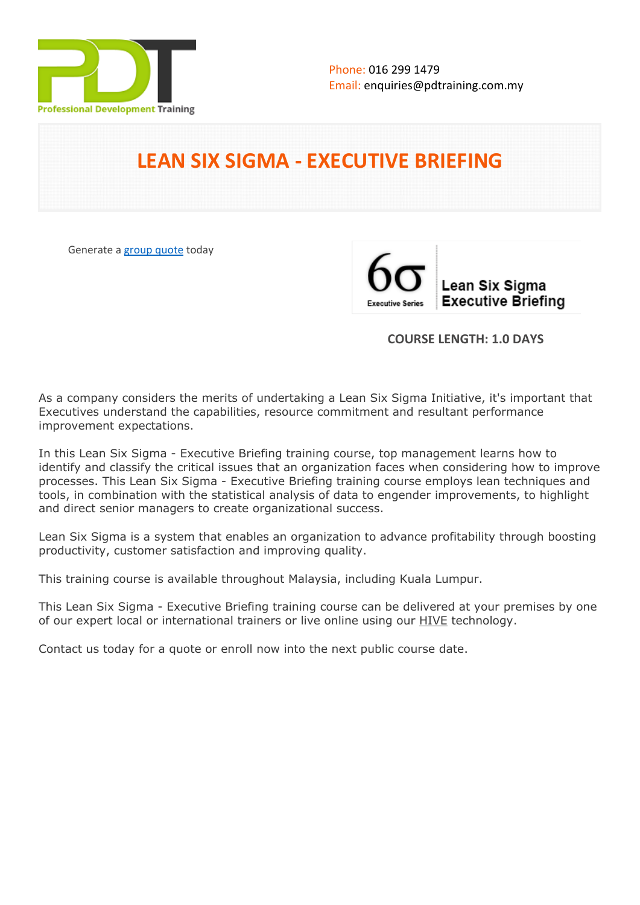Professional Development Training

Phone: 016 299 1479
Email: enquiries@pdtraining.com.my

# LEAN SIX SIGMA - EXECUTIVE BRIEFING

Generate a [group quote](#) today

6σ Executive Series — Lean Six Sigma Executive Briefing

**COURSE LENGTH: 1.0 DAYS**

As a company considers the merits of undertaking a Lean Six Sigma Initiative, it's important that Executives understand the capabilities, resource commitment and resultant performance improvement expectations.

In this Lean Six Sigma - Executive Briefing training course, top management learns how to identify and classify the critical issues that an organization faces when considering how to improve processes. This Lean Six Sigma - Executive Briefing training course employs lean techniques and tools, in combination with the statistical analysis of data to engender improvements, to highlight and direct senior managers to create organizational success.

Lean Six Sigma is a system that enables an organization to advance profitability through boosting productivity, customer satisfaction and improving quality.

This training course is available throughout Malaysia, including Kuala Lumpur.

This Lean Six Sigma - Executive Briefing training course can be delivered at your premises by one of our expert local or international trainers or live online using our HIVE technology.

Contact us today for a quote or enroll now into the next public course date.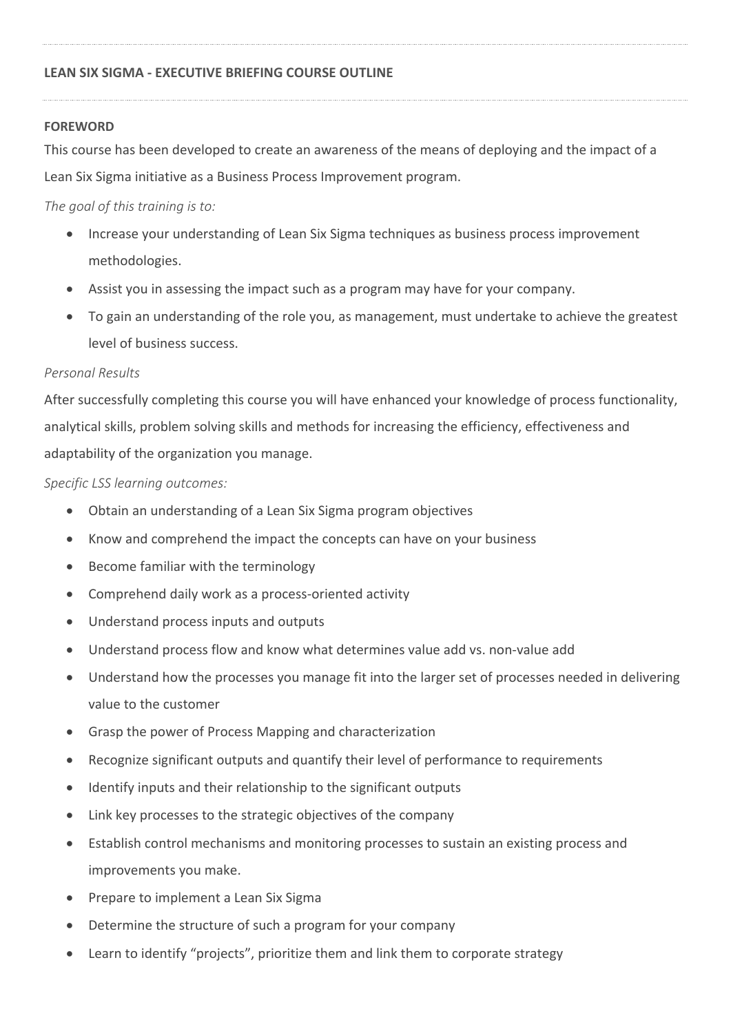## LEAN SIX SIGMA - EXECUTIVE BRIEFING COURSE OUTLINE

### FOREWORD

This course has been developed to create an awareness of the means of deploying and the impact of a Lean Six Sigma initiative as a Business Process Improvement program.

*The goal of this training is to:*

- Increase your understanding of Lean Six Sigma techniques as business process improvement methodologies.
- Assist you in assessing the impact such as a program may have for your company.
- To gain an understanding of the role you, as management, must undertake to achieve the greatest level of business success.

*Personal Results*

After successfully completing this course you will have enhanced your knowledge of process functionality, analytical skills, problem solving skills and methods for increasing the efficiency, effectiveness and adaptability of the organization you manage.

*Specific LSS learning outcomes:*

- Obtain an understanding of a Lean Six Sigma program objectives
- Know and comprehend the impact the concepts can have on your business
- Become familiar with the terminology
- Comprehend daily work as a process-oriented activity
- Understand process inputs and outputs
- Understand process flow and know what determines value add vs. non-value add
- Understand how the processes you manage fit into the larger set of processes needed in delivering value to the customer
- Grasp the power of Process Mapping and characterization
- Recognize significant outputs and quantify their level of performance to requirements
- Identify inputs and their relationship to the significant outputs
- Link key processes to the strategic objectives of the company
- Establish control mechanisms and monitoring processes to sustain an existing process and improvements you make.
- Prepare to implement a Lean Six Sigma
- Determine the structure of such a program for your company
- Learn to identify "projects", prioritize them and link them to corporate strategy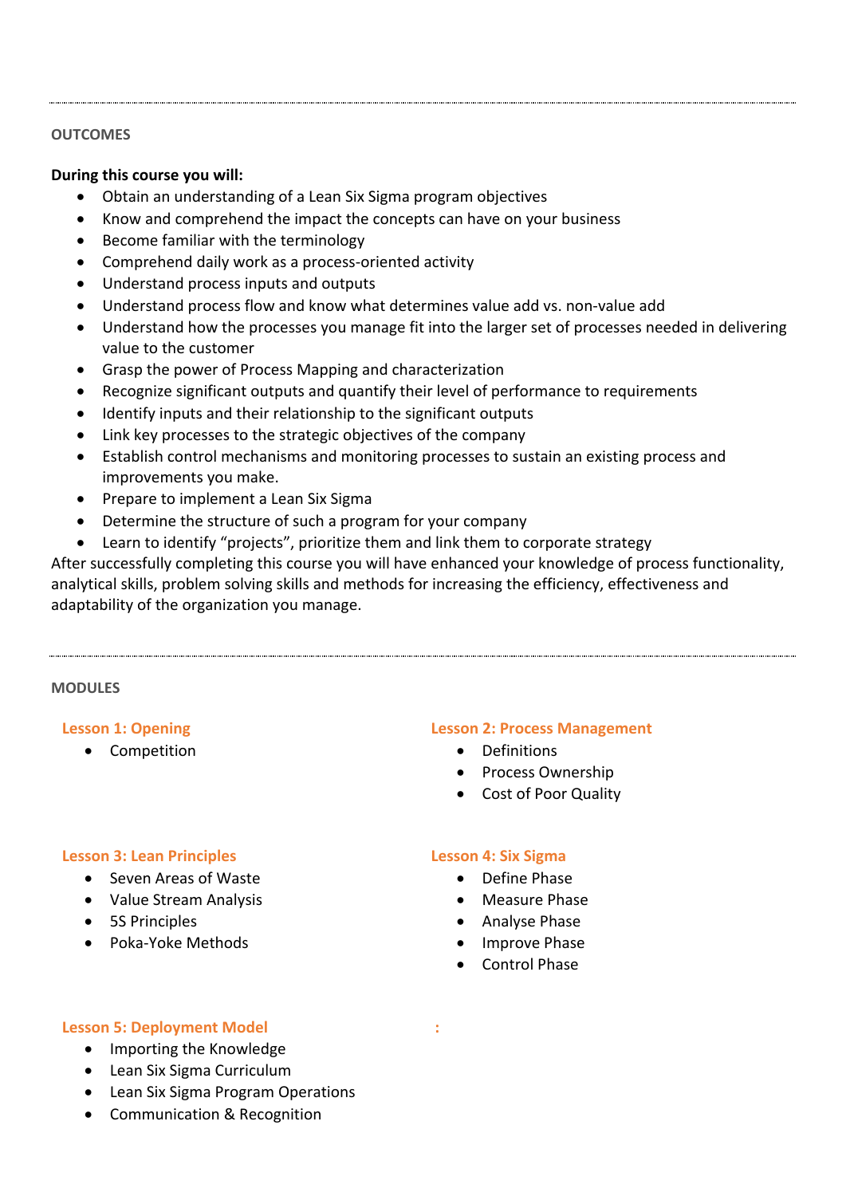## OUTCOMES

**During this course you will:**

- Obtain an understanding of a Lean Six Sigma program objectives
- Know and comprehend the impact the concepts can have on your business
- Become familiar with the terminology
- Comprehend daily work as a process-oriented activity
- Understand process inputs and outputs
- Understand process flow and know what determines value add vs. non-value add
- Understand how the processes you manage fit into the larger set of processes needed in delivering value to the customer
- Grasp the power of Process Mapping and characterization
- Recognize significant outputs and quantify their level of performance to requirements
- Identify inputs and their relationship to the significant outputs
- Link key processes to the strategic objectives of the company
- Establish control mechanisms and monitoring processes to sustain an existing process and improvements you make.
- Prepare to implement a Lean Six Sigma
- Determine the structure of such a program for your company
- Learn to identify "projects", prioritize them and link them to corporate strategy

After successfully completing this course you will have enhanced your knowledge of process functionality, analytical skills, problem solving skills and methods for increasing the efficiency, effectiveness and adaptability of the organization you manage.

## MODULES

### Lesson 1: Opening

- Competition

### Lesson 2: Process Management

- Definitions
- Process Ownership
- Cost of Poor Quality

### Lesson 3: Lean Principles

- Seven Areas of Waste
- Value Stream Analysis
- 5S Principles
- Poka-Yoke Methods

### Lesson 4: Six Sigma

- Define Phase
- Measure Phase
- Analyse Phase
- Improve Phase
- Control Phase

### Lesson 5: Deployment Model

- Importing the Knowledge
- Lean Six Sigma Curriculum
- Lean Six Sigma Program Operations
- Communication & Recognition

: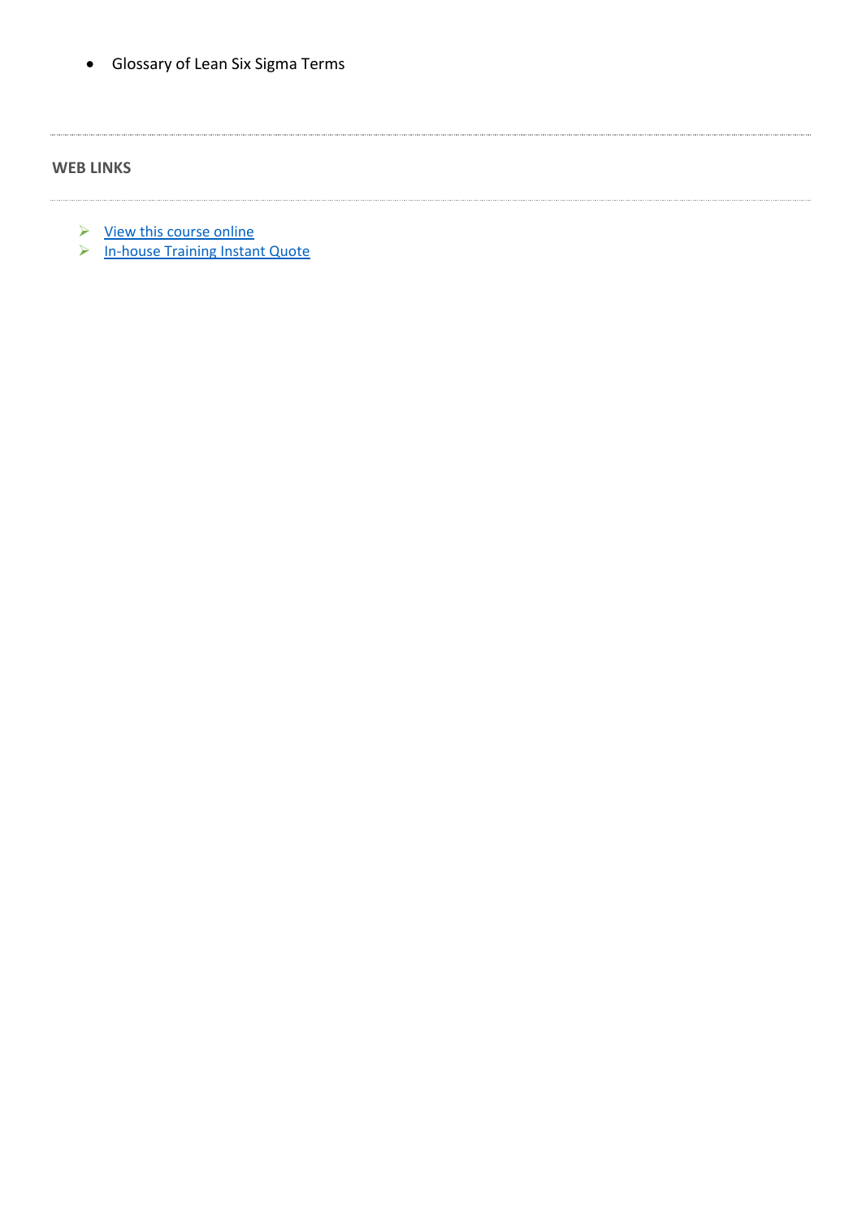- Glossary of Lean Six Sigma Terms

---

**WEB LINKS**

---

- View this course online
- In-house Training Instant Quote